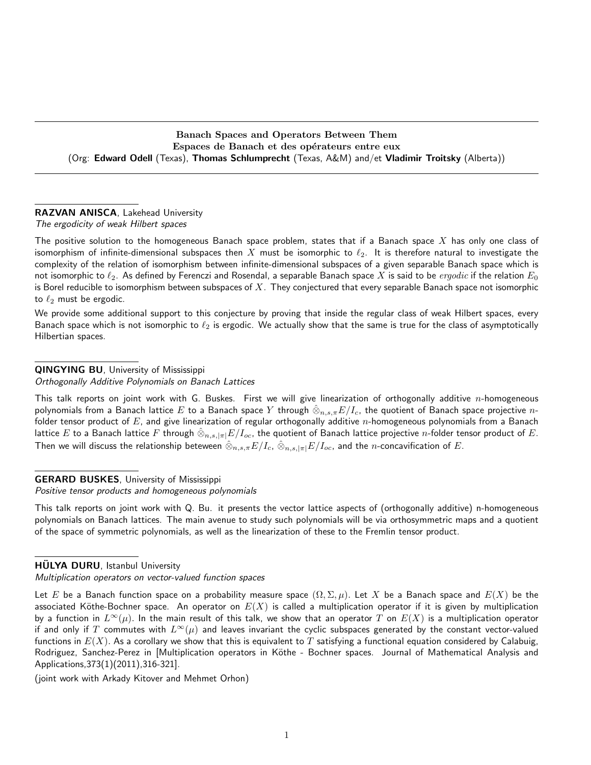**Banach Spaces and Operators Between Them**
**Espaces de Banach et des opérateurs entre eux**
(Org: **Edward Odell** (Texas), **Thomas Schlumprecht** (Texas, A&M) and/et **Vladimir Troitsky** (Alberta))

---

**RAZVAN ANISCA**, Lakehead University
*The ergodicity of weak Hilbert spaces*

The positive solution to the homogeneous Banach space problem, states that if a Banach space $X$ has only one class of isomorphism of infinite-dimensional subspaces then $X$ must be isomorphic to $\ell_2$. It is therefore natural to investigate the complexity of the relation of isomorphism between infinite-dimensional subspaces of a given separable Banach space which is not isomorphic to $\ell_2$. As defined by Ferenczi and Rosendal, a separable Banach space $X$ is said to be *ergodic* if the relation $E_0$ is Borel reducible to isomorphism between subspaces of $X$. They conjectured that every separable Banach space not isomorphic to $\ell_2$ must be ergodic.

We provide some additional support to this conjecture by proving that inside the regular class of weak Hilbert spaces, every Banach space which is not isomorphic to $\ell_2$ is ergodic. We actually show that the same is true for the class of asymptotically Hilbertian spaces.

---

**QINGYING BU**, University of Mississippi
*Orthogonally Additive Polynomials on Banach Lattices*

This talk reports on joint work with G. Buskes. First we will give linearization of orthogonally additive $n$-homogeneous polynomials from a Banach lattice $E$ to a Banach space $Y$ through $\hat{\otimes}_{n,s,\pi} E/I_c$, the quotient of Banach space projective $n$-folder tensor product of $E$, and give linearization of regular orthogonally additive $n$-homogeneous polynomials from a Banach lattice $E$ to a Banach lattice $F$ through $\hat{\otimes}_{n,s,|\pi|} E/I_{oc}$, the quotient of Banach lattice projective $n$-folder tensor product of $E$. Then we will discuss the relationship beteween $\hat{\otimes}_{n,s,\pi} E/I_c$, $\hat{\otimes}_{n,s,|\pi|} E/I_{oc}$, and the $n$-concavification of $E$.

---

**GERARD BUSKES**, University of Mississippi
*Positive tensor products and homogeneous polynomials*

This talk reports on joint work with Q. Bu. it presents the vector lattice aspects of (orthogonally additive) n-homogeneous polynomials on Banach lattices. The main avenue to study such polynomials will be via orthosymmetric maps and a quotient of the space of symmetric polynomials, as well as the linearization of these to the Fremlin tensor product.

---

**HÜLYA DURU**, Istanbul University
*Multiplication operators on vector-valued function spaces*

Let $E$ be a Banach function space on a probability measure space $(\Omega, \Sigma, \mu)$. Let $X$ be a Banach space and $E(X)$ be the associated Köthe-Bochner space. An operator on $E(X)$ is called a multiplication operator if it is given by multiplication by a function in $L^\infty(\mu)$. In the main result of this talk, we show that an operator $T$ on $E(X)$ is a multiplication operator if and only if $T$ commutes with $L^\infty(\mu)$ and leaves invariant the cyclic subspaces generated by the constant vector-valued functions in $E(X)$. As a corollary we show that this is equivalent to $T$ satisfying a functional equation considered by Calabuig, Rodriguez, Sanchez-Perez in [Multiplication operators in Köthe - Bochner spaces. Journal of Mathematical Analysis and Applications,373(1)(2011),316-321].

(joint work with Arkady Kitover and Mehmet Orhon)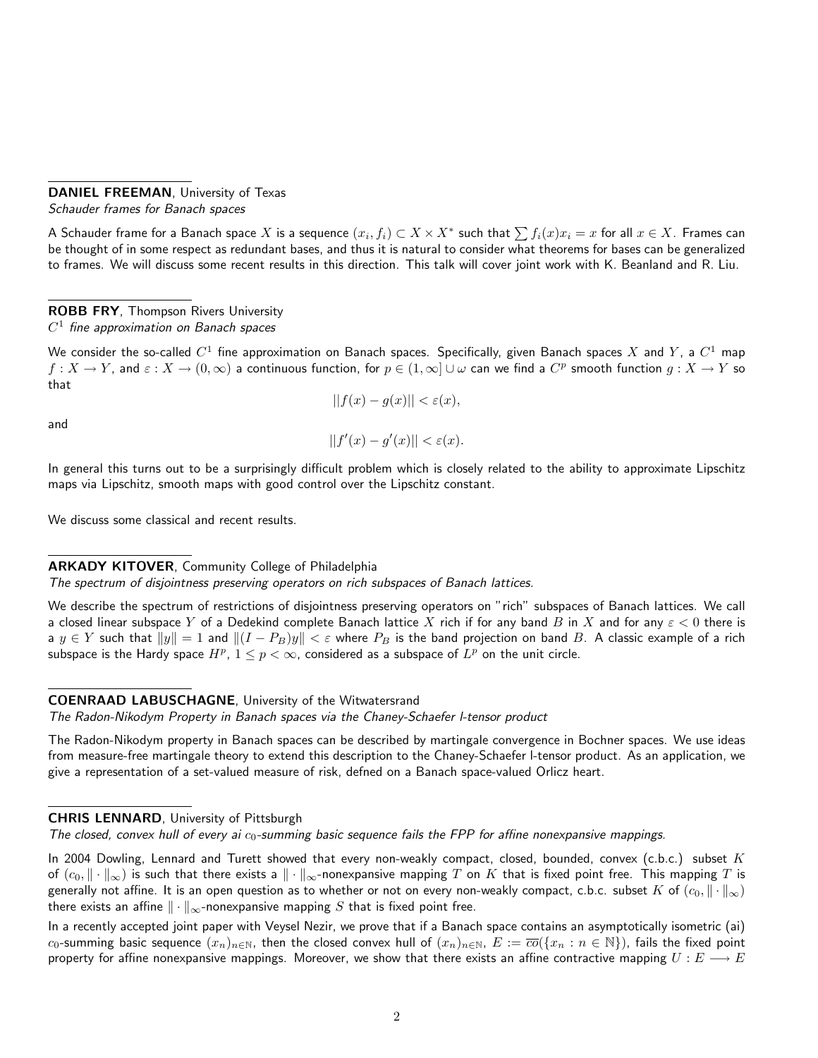**DANIEL FREEMAN**, University of Texas
*Schauder frames for Banach spaces*

A Schauder frame for a Banach space $X$ is a sequence $(x_i, f_i) \subset X \times X^*$ such that $\sum f_i(x)x_i = x$ for all $x \in X$. Frames can be thought of in some respect as redundant bases, and thus it is natural to consider what theorems for bases can be generalized to frames. We will discuss some recent results in this direction. This talk will cover joint work with K. Beanland and R. Liu.

**ROBB FRY**, Thompson Rivers University
*$C^1$ fine approximation on Banach spaces*

We consider the so-called $C^1$ fine approximation on Banach spaces. Specifically, given Banach spaces $X$ and $Y$, a $C^1$ map $f : X \to Y$, and $\varepsilon : X \to (0, \infty)$ a continuous function, for $p \in (1, \infty] \cup \omega$ can we find a $C^p$ smooth function $g : X \to Y$ so that

$$||f(x) - g(x)|| < \varepsilon(x),$$

and

$$||f'(x) - g'(x)|| < \varepsilon(x).$$

In general this turns out to be a surprisingly difficult problem which is closely related to the ability to approximate Lipschitz maps via Lipschitz, smooth maps with good control over the Lipschitz constant.

We discuss some classical and recent results.

**ARKADY KITOVER**, Community College of Philadelphia
*The spectrum of disjointness preserving operators on rich subspaces of Banach lattices.*

We describe the spectrum of restrictions of disjointness preserving operators on "rich" subspaces of Banach lattices. We call a closed linear subspace $Y$ of a Dedekind complete Banach lattice $X$ rich if for any band $B$ in $X$ and for any $\varepsilon < 0$ there is a $y \in Y$ such that $\|y\| = 1$ and $\|(I - P_B)y\| < \varepsilon$ where $P_B$ is the band projection on band $B$. A classic example of a rich subspace is the Hardy space $H^p$, $1 \leq p < \infty$, considered as a subspace of $L^p$ on the unit circle.

**COENRAAD LABUSCHAGNE**, University of the Witwatersrand
*The Radon-Nikodym Property in Banach spaces via the Chaney-Schaefer l-tensor product*

The Radon-Nikodym property in Banach spaces can be described by martingale convergence in Bochner spaces. We use ideas from measure-free martingale theory to extend this description to the Chaney-Schaefer l-tensor product. As an application, we give a representation of a set-valued measure of risk, defned on a Banach space-valued Orlicz heart.

**CHRIS LENNARD**, University of Pittsburgh
*The closed, convex hull of every ai $c_0$-summing basic sequence fails the FPP for affine nonexpansive mappings.*

In 2004 Dowling, Lennard and Turett showed that every non-weakly compact, closed, bounded, convex (c.b.c.) subset $K$ of $(c_0, \|\cdot\|_\infty)$ is such that there exists a $\|\cdot\|_\infty$-nonexpansive mapping $T$ on $K$ that is fixed point free. This mapping $T$ is generally not affine. It is an open question as to whether or not on every non-weakly compact, c.b.c. subset $K$ of $(c_0, \|\cdot\|_\infty)$ there exists an affine $\|\cdot\|_\infty$-nonexpansive mapping $S$ that is fixed point free.

In a recently accepted joint paper with Veysel Nezir, we prove that if a Banach space contains an asymptotically isometric (ai) $c_0$-summing basic sequence $(x_n)_{n\in\mathbb{N}}$, then the closed convex hull of $(x_n)_{n\in\mathbb{N}}$, $E := \overline{co}(\{x_n : n \in \mathbb{N}\})$, fails the fixed point property for affine nonexpansive mappings. Moreover, we show that there exists an affine contractive mapping $U : E \longrightarrow E$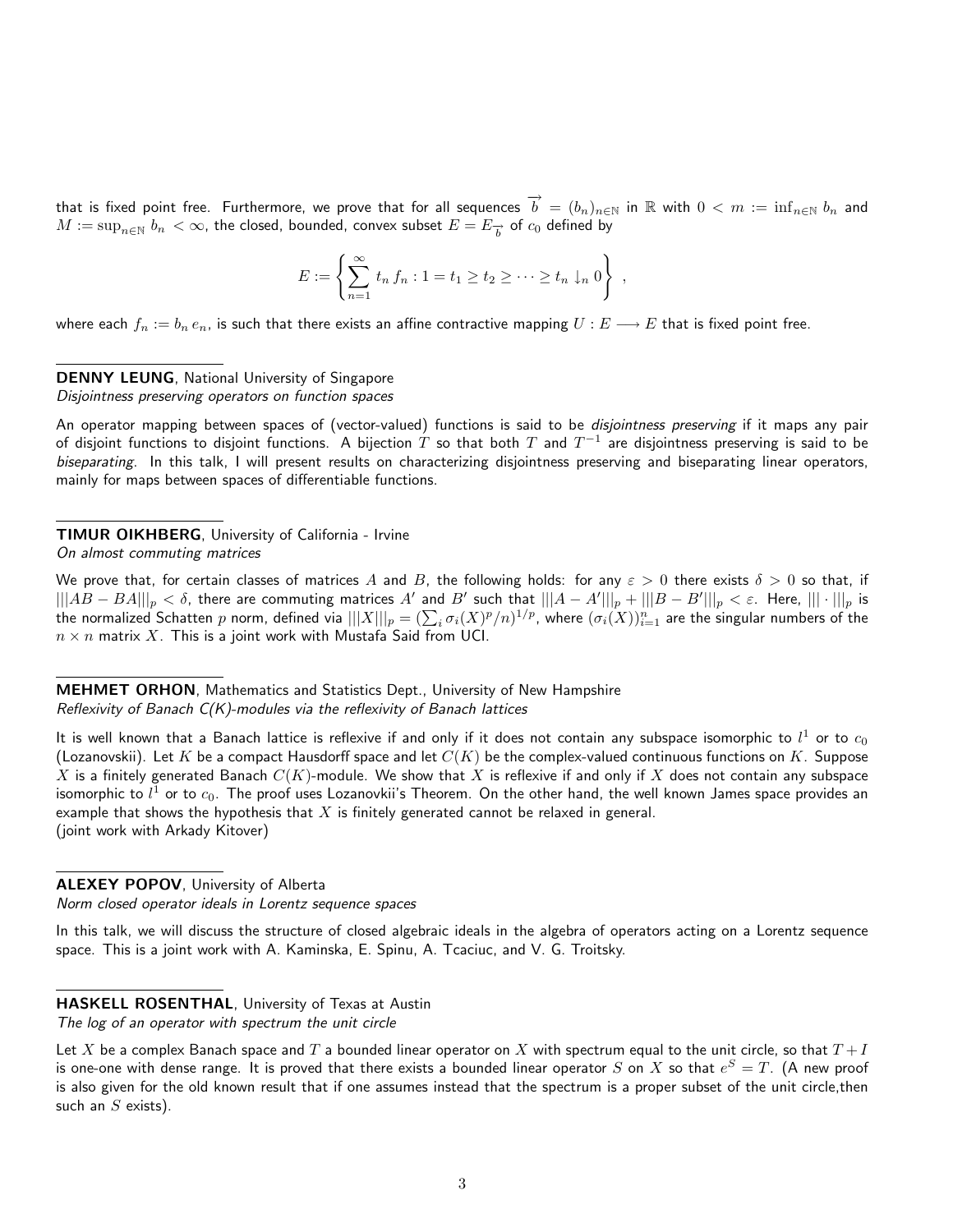that is fixed point free. Furthermore, we prove that for all sequences $\overrightarrow{b} = (b_n)_{n\in\mathbb{N}}$ in $\mathbb{R}$ with $0 < m := \inf_{n\in\mathbb{N}} b_n$ and $M := \sup_{n\in\mathbb{N}} b_n < \infty$, the closed, bounded, convex subset $E = E_{\overrightarrow{b}}$ of $c_0$ defined by

$$E := \left\{ \sum_{n=1}^{\infty} t_n\, f_n : 1 = t_1 \geq t_2 \geq \cdots \geq t_n \downarrow_n 0 \right\} ,$$

where each $f_n := b_n\, e_n$, is such that there exists an affine contractive mapping $U : E \longrightarrow E$ that is fixed point free.

**DENNY LEUNG**, National University of Singapore
*Disjointness preserving operators on function spaces*

An operator mapping between spaces of (vector-valued) functions is said to be *disjointness preserving* if it maps any pair of disjoint functions to disjoint functions. A bijection $T$ so that both $T$ and $T^{-1}$ are disjointness preserving is said to be *biseparating*. In this talk, I will present results on characterizing disjointness preserving and biseparating linear operators, mainly for maps between spaces of differentiable functions.

**TIMUR OIKHBERG**, University of California - Irvine
*On almost commuting matrices*

We prove that, for certain classes of matrices $A$ and $B$, the following holds: for any $\varepsilon > 0$ there exists $\delta > 0$ so that, if $|||AB - BA|||_p < \delta$, there are commuting matrices $A'$ and $B'$ such that $|||A - A'|||_p + |||B - B'|||_p < \varepsilon$. Here, $|||\cdot|||_p$ is the normalized Schatten $p$ norm, defined via $|||X|||_p = (\sum_i \sigma_i(X)^p/n)^{1/p}$, where $(\sigma_i(X))_{i=1}^n$ are the singular numbers of the $n \times n$ matrix $X$. This is a joint work with Mustafa Said from UCI.

**MEHMET ORHON**, Mathematics and Statistics Dept., University of New Hampshire
*Reflexivity of Banach C(K)-modules via the reflexivity of Banach lattices*

It is well known that a Banach lattice is reflexive if and only if it does not contain any subspace isomorphic to $l^1$ or to $c_0$ (Lozanovskii). Let $K$ be a compact Hausdorff space and let $C(K)$ be the complex-valued continuous functions on $K$. Suppose $X$ is a finitely generated Banach $C(K)$-module. We show that $X$ is reflexive if and only if $X$ does not contain any subspace isomorphic to $l^1$ or to $c_0$. The proof uses Lozanovkii's Theorem. On the other hand, the well known James space provides an example that shows the hypothesis that $X$ is finitely generated cannot be relaxed in general.
(joint work with Arkady Kitover)

**ALEXEY POPOV**, University of Alberta
*Norm closed operator ideals in Lorentz sequence spaces*

In this talk, we will discuss the structure of closed algebraic ideals in the algebra of operators acting on a Lorentz sequence space. This is a joint work with A. Kaminska, E. Spinu, A. Tcaciuc, and V. G. Troitsky.

**HASKELL ROSENTHAL**, University of Texas at Austin
*The log of an operator with spectrum the unit circle*

Let $X$ be a complex Banach space and $T$ a bounded linear operator on $X$ with spectrum equal to the unit circle, so that $T + I$ is one-one with dense range. It is proved that there exists a bounded linear operator $S$ on $X$ so that $e^S = T$. (A new proof is also given for the old known result that if one assumes instead that the spectrum is a proper subset of the unit circle,then such an $S$ exists).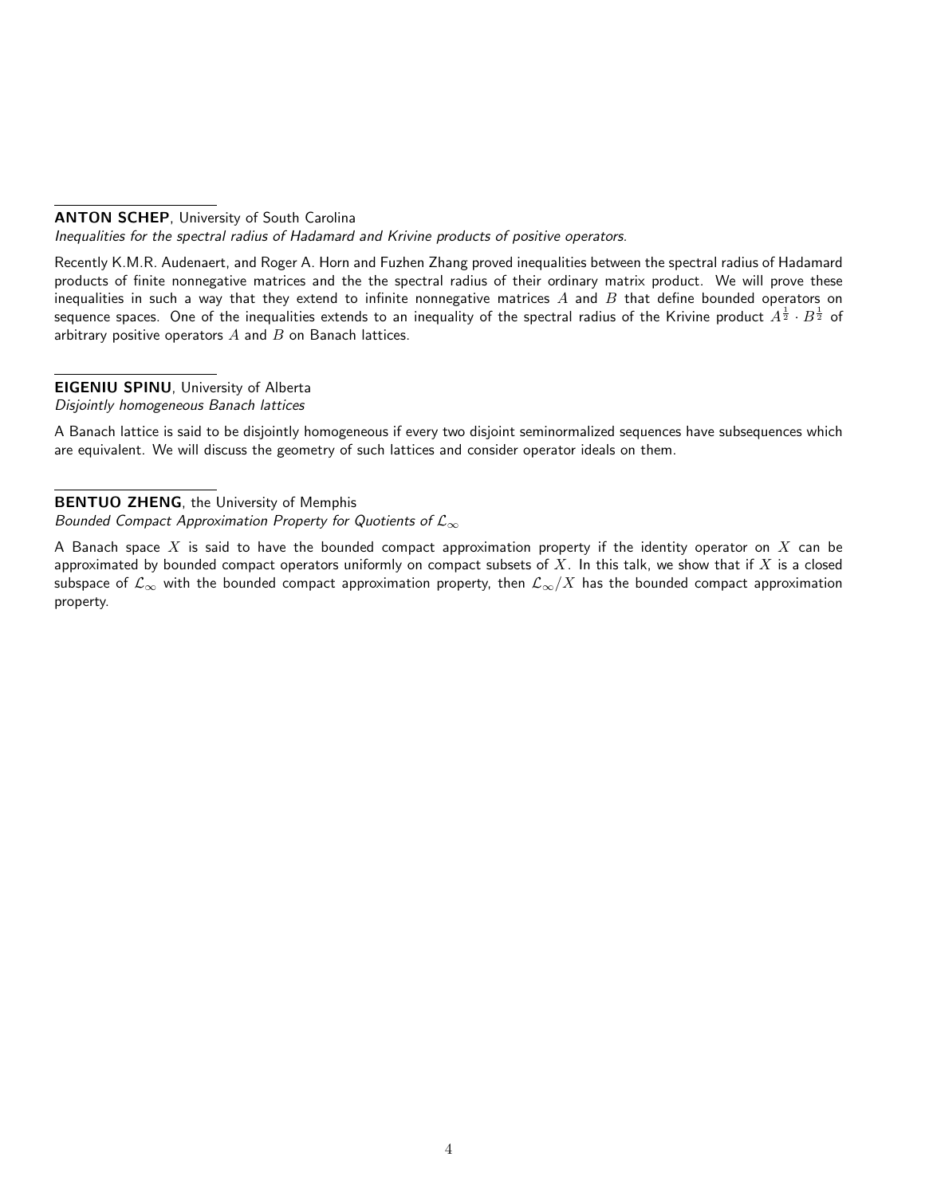**ANTON SCHEP**, University of South Carolina
*Inequalities for the spectral radius of Hadamard and Krivine products of positive operators.*

Recently K.M.R. Audenaert, and Roger A. Horn and Fuzhen Zhang proved inequalities between the spectral radius of Hadamard products of finite nonnegative matrices and the the spectral radius of their ordinary matrix product. We will prove these inequalities in such a way that they extend to infinite nonnegative matrices $A$ and $B$ that define bounded operators on sequence spaces. One of the inequalities extends to an inequality of the spectral radius of the Krivine product $A^{\frac{1}{2}} \cdot B^{\frac{1}{2}}$ of arbitrary positive operators $A$ and $B$ on Banach lattices.

**EIGENIU SPINU**, University of Alberta
*Disjointly homogeneous Banach lattices*

A Banach lattice is said to be disjointly homogeneous if every two disjoint seminormalized sequences have subsequences which are equivalent. We will discuss the geometry of such lattices and consider operator ideals on them.

**BENTUO ZHENG**, the University of Memphis
*Bounded Compact Approximation Property for Quotients of $\mathcal{L}_\infty$*

A Banach space $X$ is said to have the bounded compact approximation property if the identity operator on $X$ can be approximated by bounded compact operators uniformly on compact subsets of $X$. In this talk, we show that if $X$ is a closed subspace of $\mathcal{L}_\infty$ with the bounded compact approximation property, then $\mathcal{L}_\infty/X$ has the bounded compact approximation property.